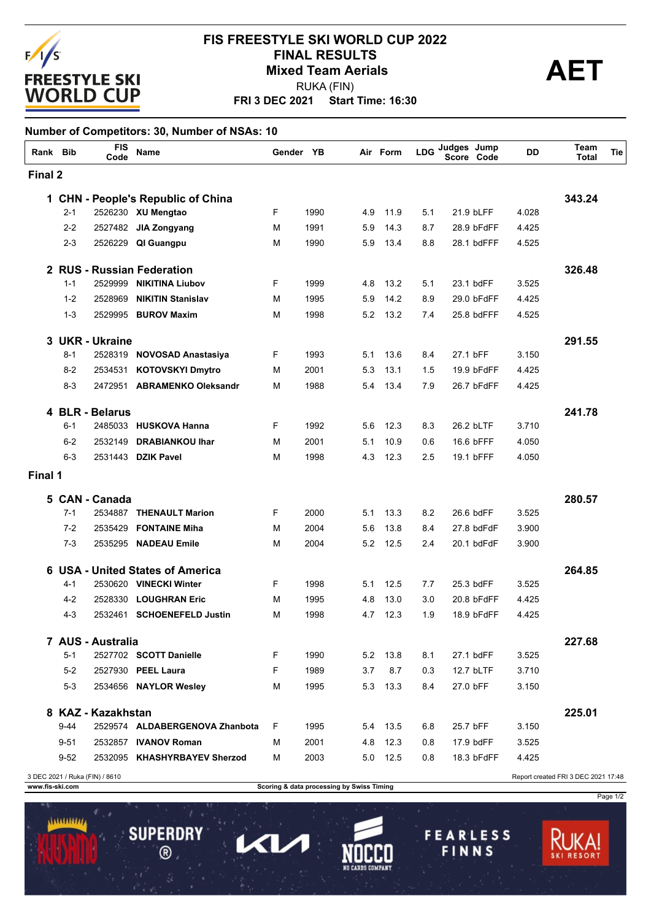# FIS FREESTYLE SKI WORLD CUP 2022

## FINAL RESULTS

### Mixed Team Aerials

RUKA (FIN)

**FRI 3 DEC 2021 Start Time: 16:30**

**AET**

**Number of Competitors: 30, Number of NSAs: 10**

| Rank | Bib | FIS Code | Name | Gender | YB | Air | Form | LDG | Judges Score | Jump Code | DD | Team Total | Tie |
|---|---|---|---|---|---|---|---|---|---|---|---|---|---|
| **Final 2** | | | | | | | | | | | | | |
| **1** | | | **CHN - People's Republic of China** | | | | | | | | | **343.24** | |
| | 2-1 | 2526230 | **XU Mengtao** | F | 1990 | 4.9 | 11.9 | 5.1 | 21.9 | bLFF | 4.028 | | |
| | 2-2 | 2527482 | **JIA Zongyang** | M | 1991 | 5.9 | 14.3 | 8.7 | 28.9 | bFdFF | 4.425 | | |
| | 2-3 | 2526229 | **QI Guangpu** | M | 1990 | 5.9 | 13.4 | 8.8 | 28.1 | bdFFF | 4.525 | | |
| **2** | | | **RUS - Russian Federation** | | | | | | | | | **326.48** | |
| | 1-1 | 2529999 | **NIKITINA Liubov** | F | 1999 | 4.8 | 13.2 | 5.1 | 23.1 | bdFF | 3.525 | | |
| | 1-2 | 2528969 | **NIKITIN Stanislav** | M | 1995 | 5.9 | 14.2 | 8.9 | 29.0 | bFdFF | 4.425 | | |
| | 1-3 | 2529995 | **BUROV Maxim** | M | 1998 | 5.2 | 13.2 | 7.4 | 25.8 | bdFFF | 4.525 | | |
| **3** | | | **UKR - Ukraine** | | | | | | | | | **291.55** | |
| | 8-1 | 2528319 | **NOVOSAD Anastasiya** | F | 1993 | 5.1 | 13.6 | 8.4 | 27.1 | bFF | 3.150 | | |
| | 8-2 | 2534531 | **KOTOVSKYI Dmytro** | M | 2001 | 5.3 | 13.1 | 1.5 | 19.9 | bFdFF | 4.425 | | |
| | 8-3 | 2472951 | **ABRAMENKO Oleksandr** | M | 1988 | 5.4 | 13.4 | 7.9 | 26.7 | bFdFF | 4.425 | | |
| **4** | | | **BLR - Belarus** | | | | | | | | | **241.78** | |
| | 6-1 | 2485033 | **HUSKOVA Hanna** | F | 1992 | 5.6 | 12.3 | 8.3 | 26.2 | bLTF | 3.710 | | |
| | 6-2 | 2532149 | **DRABIANKOU Ihar** | M | 2001 | 5.1 | 10.9 | 0.6 | 16.6 | bFFF | 4.050 | | |
| | 6-3 | 2531443 | **DZIK Pavel** | M | 1998 | 4.3 | 12.3 | 2.5 | 19.1 | bFFF | 4.050 | | |
| **Final 1** | | | | | | | | | | | | | |
| **5** | | | **CAN - Canada** | | | | | | | | | **280.57** | |
| | 7-1 | 2534887 | **THENAULT Marion** | F | 2000 | 5.1 | 13.3 | 8.2 | 26.6 | bdFF | 3.525 | | |
| | 7-2 | 2535429 | **FONTAINE Miha** | M | 2004 | 5.6 | 13.8 | 8.4 | 27.8 | bdFdF | 3.900 | | |
| | 7-3 | 2535295 | **NADEAU Emile** | M | 2004 | 5.2 | 12.5 | 2.4 | 20.1 | bdFdF | 3.900 | | |
| **6** | | | **USA - United States of America** | | | | | | | | | **264.85** | |
| | 4-1 | 2530620 | **VINECKI Winter** | F | 1998 | 5.1 | 12.5 | 7.7 | 25.3 | bdFF | 3.525 | | |
| | 4-2 | 2528330 | **LOUGHRAN Eric** | M | 1995 | 4.8 | 13.0 | 3.0 | 20.8 | bFdFF | 4.425 | | |
| | 4-3 | 2532461 | **SCHOENEFELD Justin** | M | 1998 | 4.7 | 12.3 | 1.9 | 18.9 | bFdFF | 4.425 | | |
| **7** | | | **AUS - Australia** | | | | | | | | | **227.68** | |
| | 5-1 | 2527702 | **SCOTT Danielle** | F | 1990 | 5.2 | 13.8 | 8.1 | 27.1 | bdFF | 3.525 | | |
| | 5-2 | 2527930 | **PEEL Laura** | F | 1989 | 3.7 | 8.7 | 0.3 | 12.7 | bLTF | 3.710 | | |
| | 5-3 | 2534656 | **NAYLOR Wesley** | M | 1995 | 5.3 | 13.3 | 8.4 | 27.0 | bFF | 3.150 | | |
| **8** | | | **KAZ - Kazakhstan** | | | | | | | | | **225.01** | |
| | 9-44 | 2529574 | **ALDABERGENOVA Zhanbota** | F | 1995 | 5.4 | 13.5 | 6.8 | 25.7 | bFF | 3.150 | | |
| | 9-51 | 2532857 | **IVANOV Roman** | M | 2001 | 4.8 | 12.3 | 0.8 | 17.9 | bdFF | 3.525 | | |
| | 9-52 | 2532095 | **KHASHYRBAYEV Sherzod** | M | 2003 | 5.0 | 12.5 | 0.8 | 18.3 | bFdFF | 4.425 | | |

3 DEC 2021 / Ruka (FIN) / 8610

Report created FRI 3 DEC 2021 17:48

www.fis-ski.com

Scoring & data processing by Swiss Timing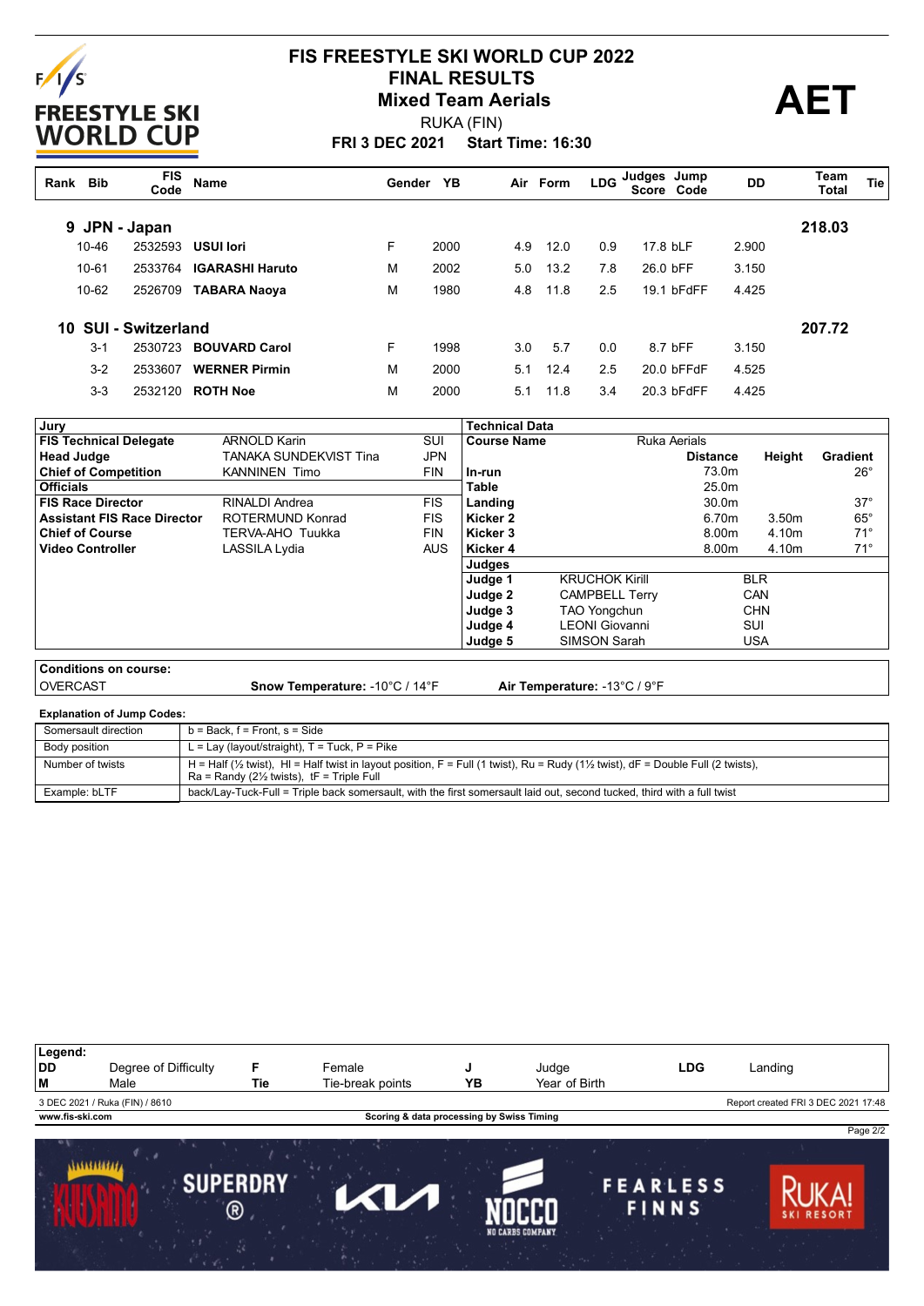# FIS FREESTYLE SKI WORLD CUP 2022
## FINAL RESULTS
### Mixed Team Aerials

RUKA (FIN)

**FRI 3 DEC 2021 Start Time: 16:30**

**AET**

| Rank | Bib | FIS Code | Name | Gender | YB | Air | Form | LDG | Judges Score | Jump Code | DD | Team Total | Tie |
|---|---|---|---|---|---|---|---|---|---|---|---|---|---|
| **9** | | | **JPN - Japan** | | | | | | | | | **218.03** | |
| | 10-46 | 2532593 | **USUI Iori** | F | 2000 | 4.9 | 12.0 | 0.9 | 17.8 | bLF | 2.900 | | |
| | 10-61 | 2533764 | **IGARASHI Haruto** | M | 2002 | 5.0 | 13.2 | 7.8 | 26.0 | bFF | 3.150 | | |
| | 10-62 | 2526709 | **TABARA Naoya** | M | 1980 | 4.8 | 11.8 | 2.5 | 19.1 | bFdFF | 4.425 | | |
| **10** | | | **SUI - Switzerland** | | | | | | | | | **207.72** | |
| | 3-1 | 2530723 | **BOUVARD Carol** | F | 1998 | 3.0 | 5.7 | 0.0 | 8.7 | bFF | 3.150 | | |
| | 3-2 | 2533607 | **WERNER Pirmin** | M | 2000 | 5.1 | 12.4 | 2.5 | 20.0 | bFFdF | 4.525 | | |
| | 3-3 | 2532120 | **ROTH Noe** | M | 2000 | 5.1 | 11.8 | 3.4 | 20.3 | bFdFF | 4.425 | | |

**Jury**

| | | |
|---|---|---|
| **FIS Technical Delegate** | ARNOLD Karin | SUI |
| **Head Judge** | TANAKA SUNDEKVIST Tina | JPN |
| **Chief of Competition** | KANNINEN Timo | FIN |
| **Officials** | | |
| **FIS Race Director** | RINALDI Andrea | FIS |
| **Assistant FIS Race Director** | ROTERMUND Konrad | FIS |
| **Chief of Course** | TERVA-AHO Tuukka | FIN |
| **Video Controller** | LASSILA Lydia | AUS |

**Technical Data**

**Course Name:** Ruka Aerials

| | Distance | Height | Gradient |
|---|---|---|---|
| **In-run** | 73.0m | | 26° |
| **Table** | 25.0m | | |
| **Landing** | 30.0m | | 37° |
| **Kicker 2** | 6.70m | 3.50m | 65° |
| **Kicker 3** | 8.00m | 4.10m | 71° |
| **Kicker 4** | 8.00m | 4.10m | 71° |

**Judges**

| | | |
|---|---|---|
| **Judge 1** | KRUCHOK Kirill | BLR |
| **Judge 2** | CAMPBELL Terry | CAN |
| **Judge 3** | TAO Yongchun | CHN |
| **Judge 4** | LEONI Giovanni | SUI |
| **Judge 5** | SIMSON Sarah | USA |

**Conditions on course:**
OVERCAST  **Snow Temperature:** -10°C / 14°F  **Air Temperature:** -13°C / 9°F

**Explanation of Jump Codes:**

| | |
|---|---|
| Somersault direction | b = Back, f = Front, s = Side |
| Body position | L = Lay (layout/straight), T = Tuck, P = Pike |
| Number of twists | H = Half (½ twist), Hl = Half twist in layout position, F = Full (1 twist), Ru = Rudy (1½ twist), dF = Double Full (2 twists), Ra = Randy (2½ twists), tF = Triple Full |
| Example: bLTF | back/Lay-Tuck-Full = Triple back somersault, with the first somersault laid out, second tucked, third with a full twist |

**Legend:**

| | | | | | | | |
|---|---|---|---|---|---|---|---|
| **DD** | Degree of Difficulty | **F** | Female | **J** | Judge | **LDG** | Landing |
| **M** | Male | **Tie** | Tie-break points | **YB** | Year of Birth | | |

3 DEC 2021 / Ruka (FIN) / 8610  Report created FRI 3 DEC 2021 17:48

www.fis-ski.com  Scoring & data processing by Swiss Timing